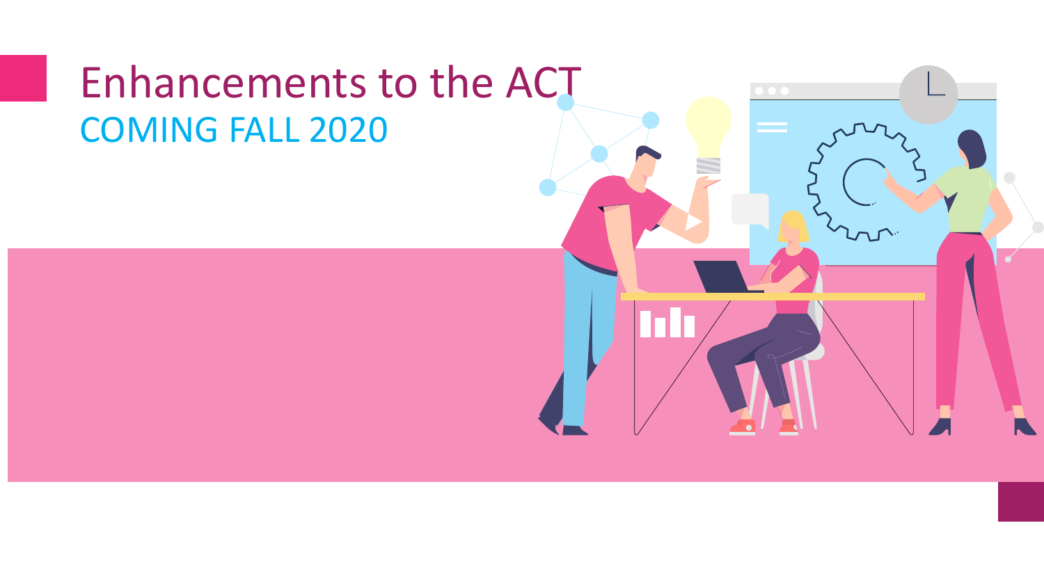# Enhancements to the ACT

## COMING FALL 2020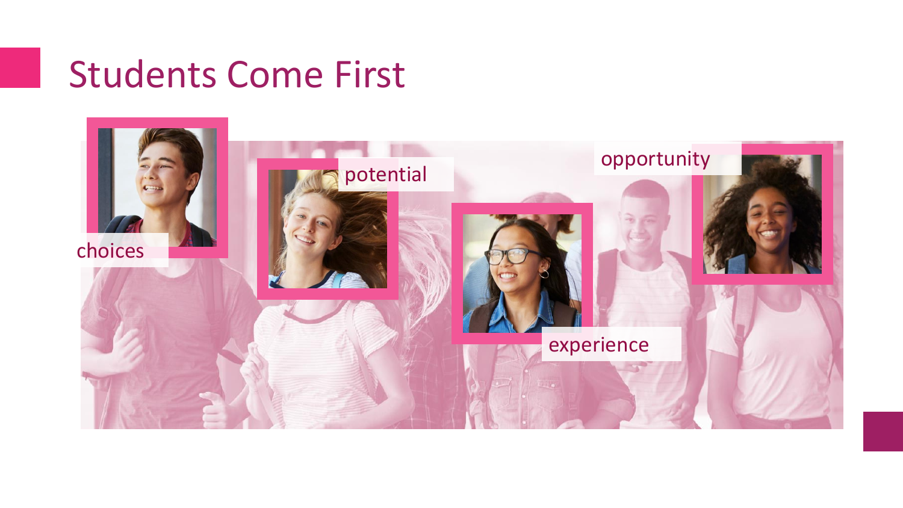# Students Come First

choices

potential

experience

opportunity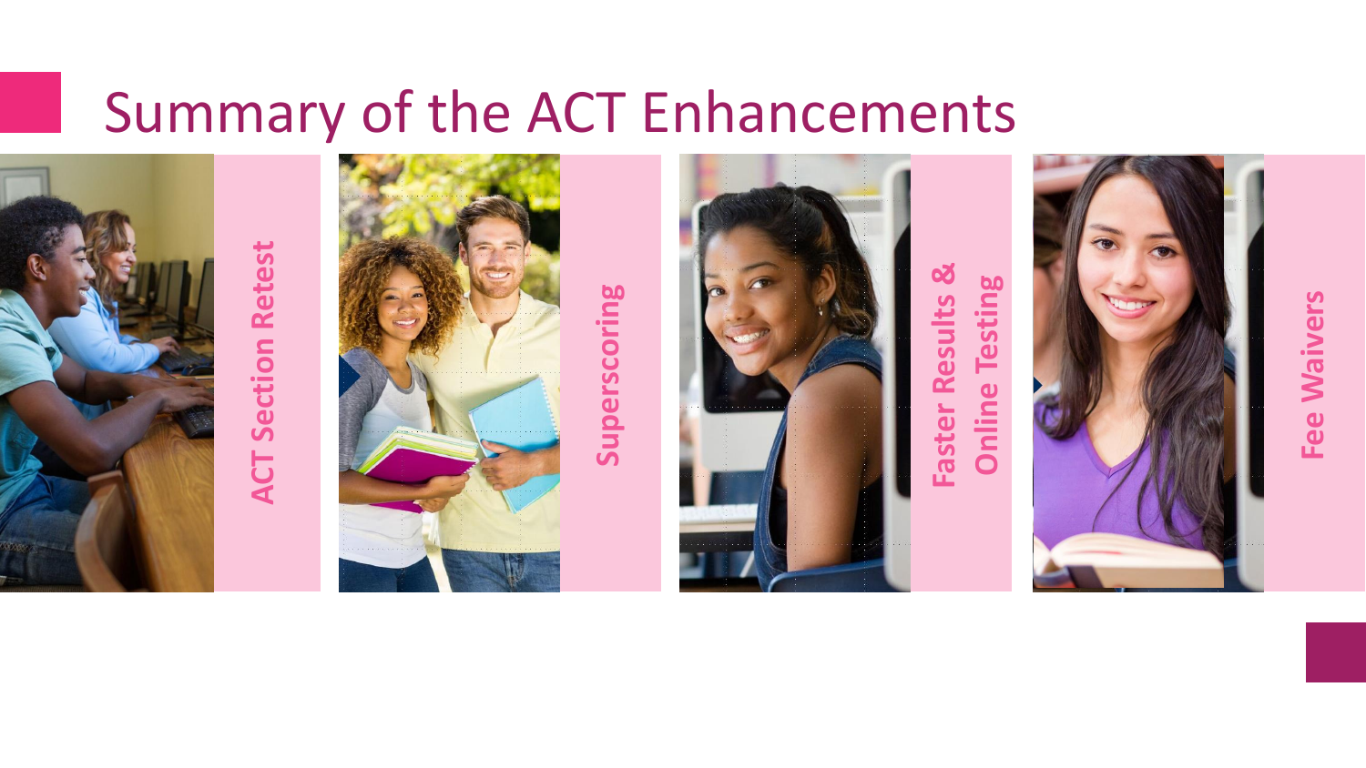# Summary of the ACT Enhancements

- ACT Section Retest
- Superscoring
- Faster Results & Online Testing
- Fee Waivers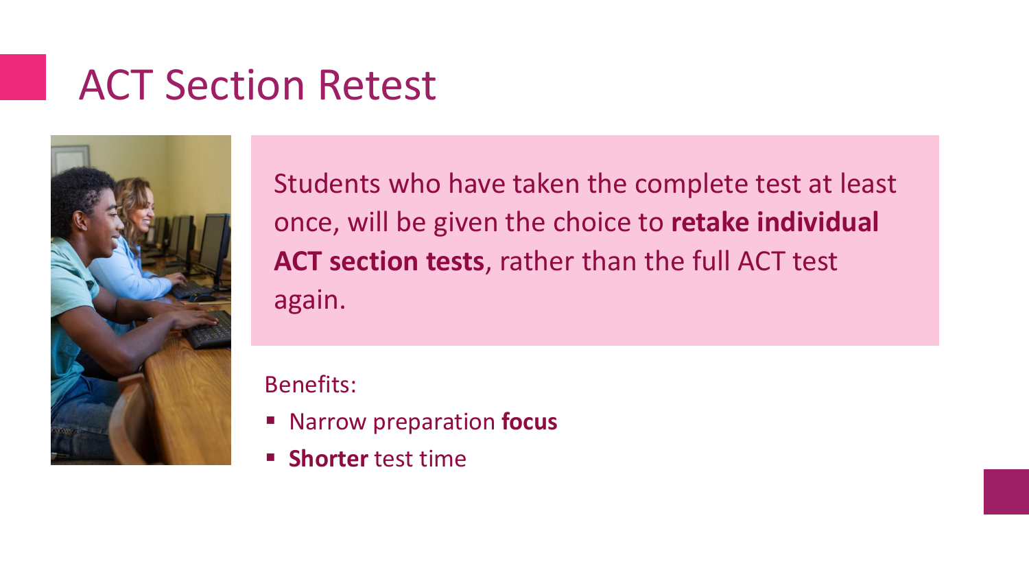# ACT Section Retest

Students who have taken the complete test at least once, will be given the choice to **retake individual ACT section tests**, rather than the full ACT test again.

Benefits:

- Narrow preparation **focus**
- **Shorter** test time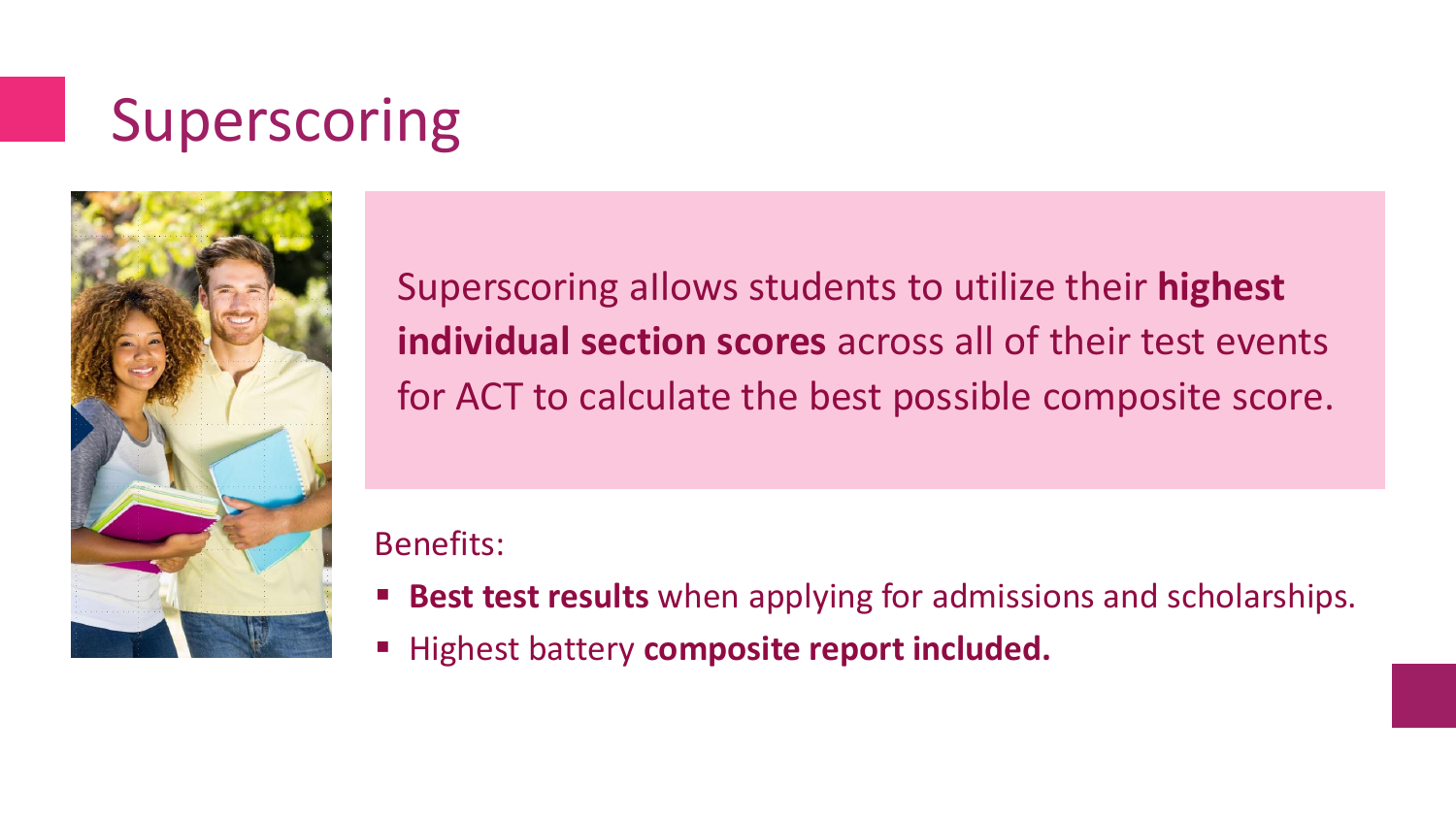# Superscoring

Superscoring allows students to utilize their **highest individual section scores** across all of their test events for ACT to calculate the best possible composite score.

Benefits:

- **Best test results** when applying for admissions and scholarships.
- Highest battery **composite report included.**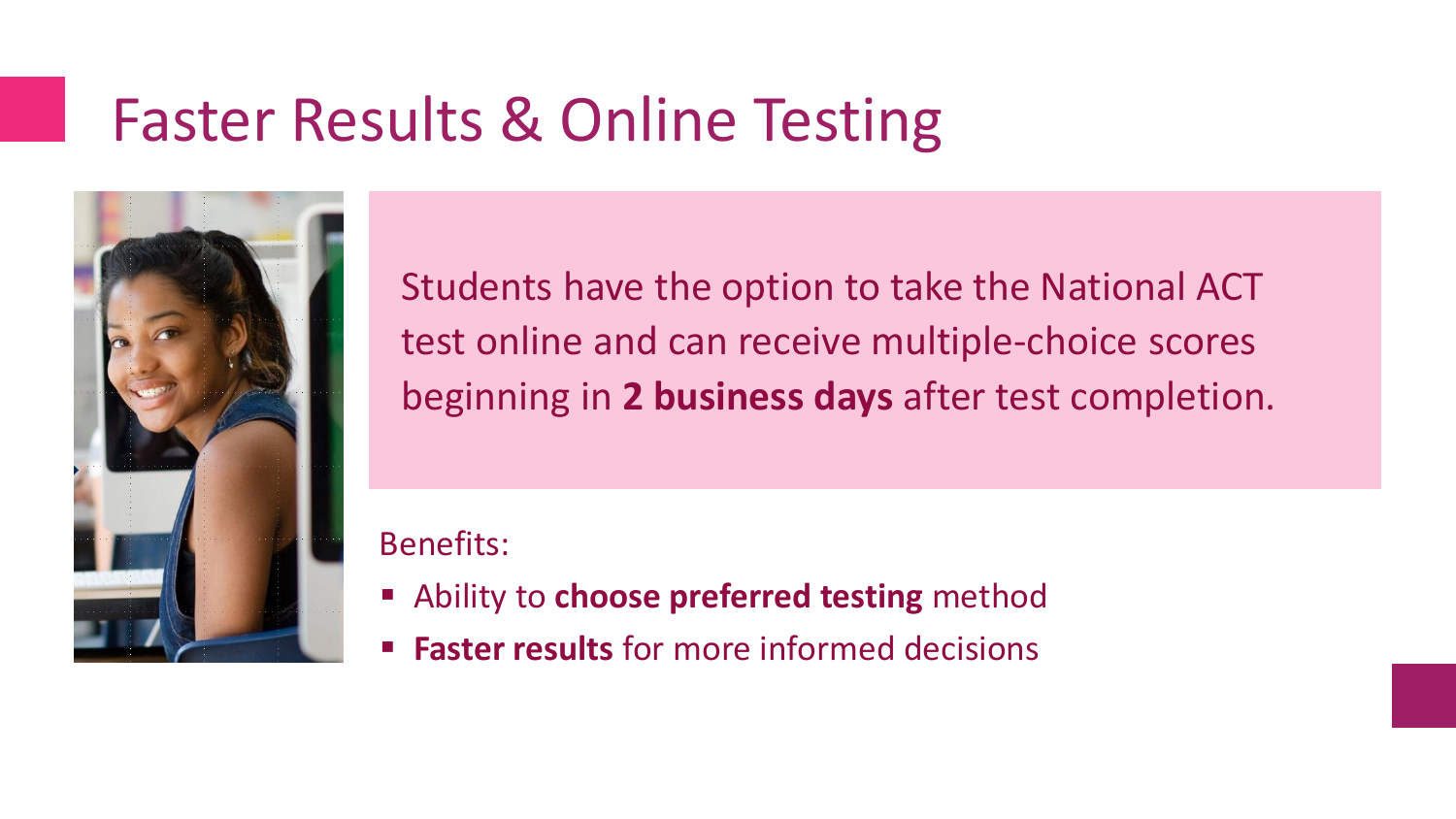# Faster Results & Online Testing

Students have the option to take the National ACT test online and can receive multiple-choice scores beginning in **2 business days** after test completion.

Benefits:

- Ability to **choose preferred testing** method
- **Faster results** for more informed decisions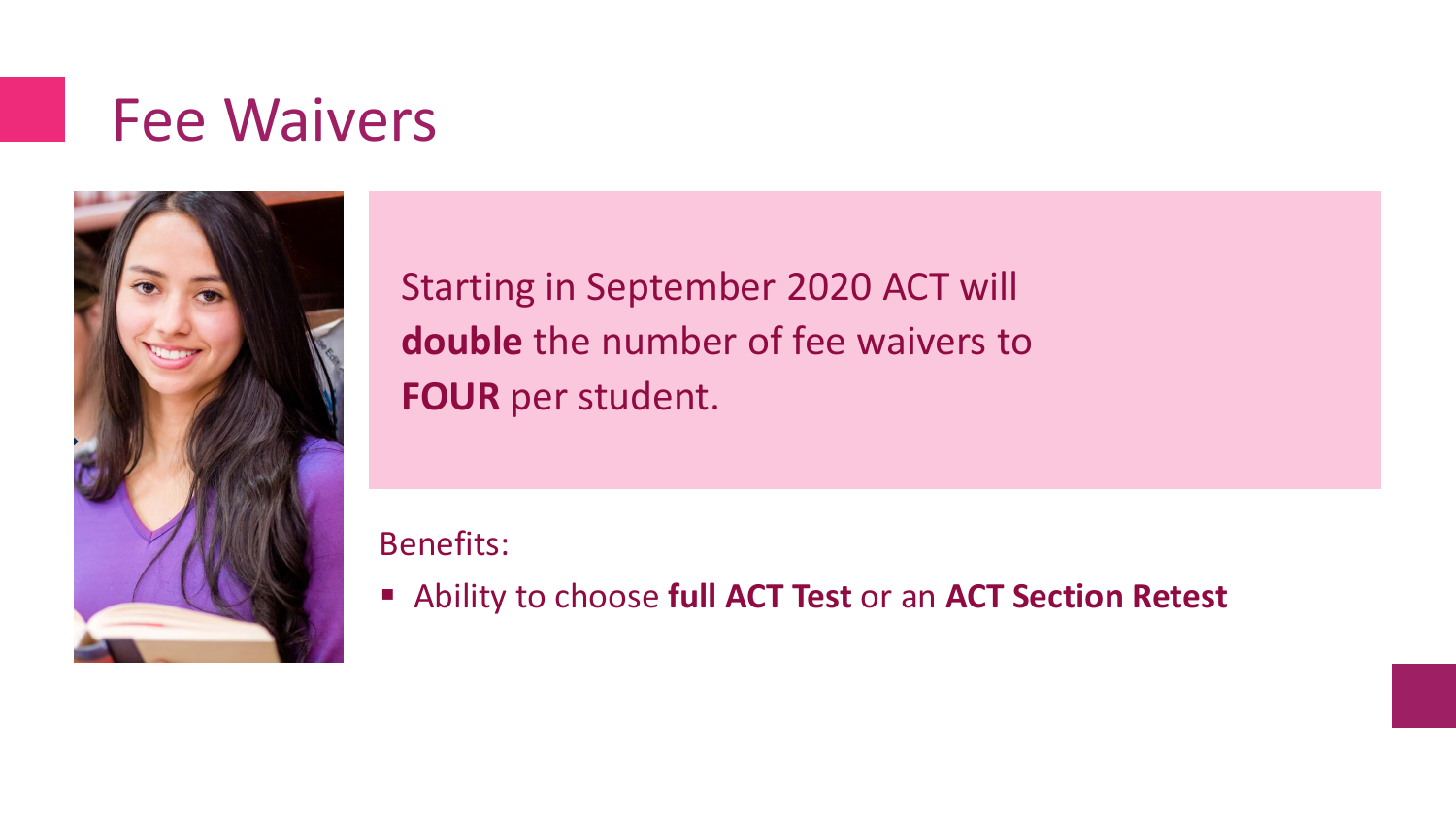# Fee Waivers

Starting in September 2020 ACT will **double** the number of fee waivers to **FOUR** per student.

Benefits:

- Ability to choose **full ACT Test** or an **ACT Section Retest**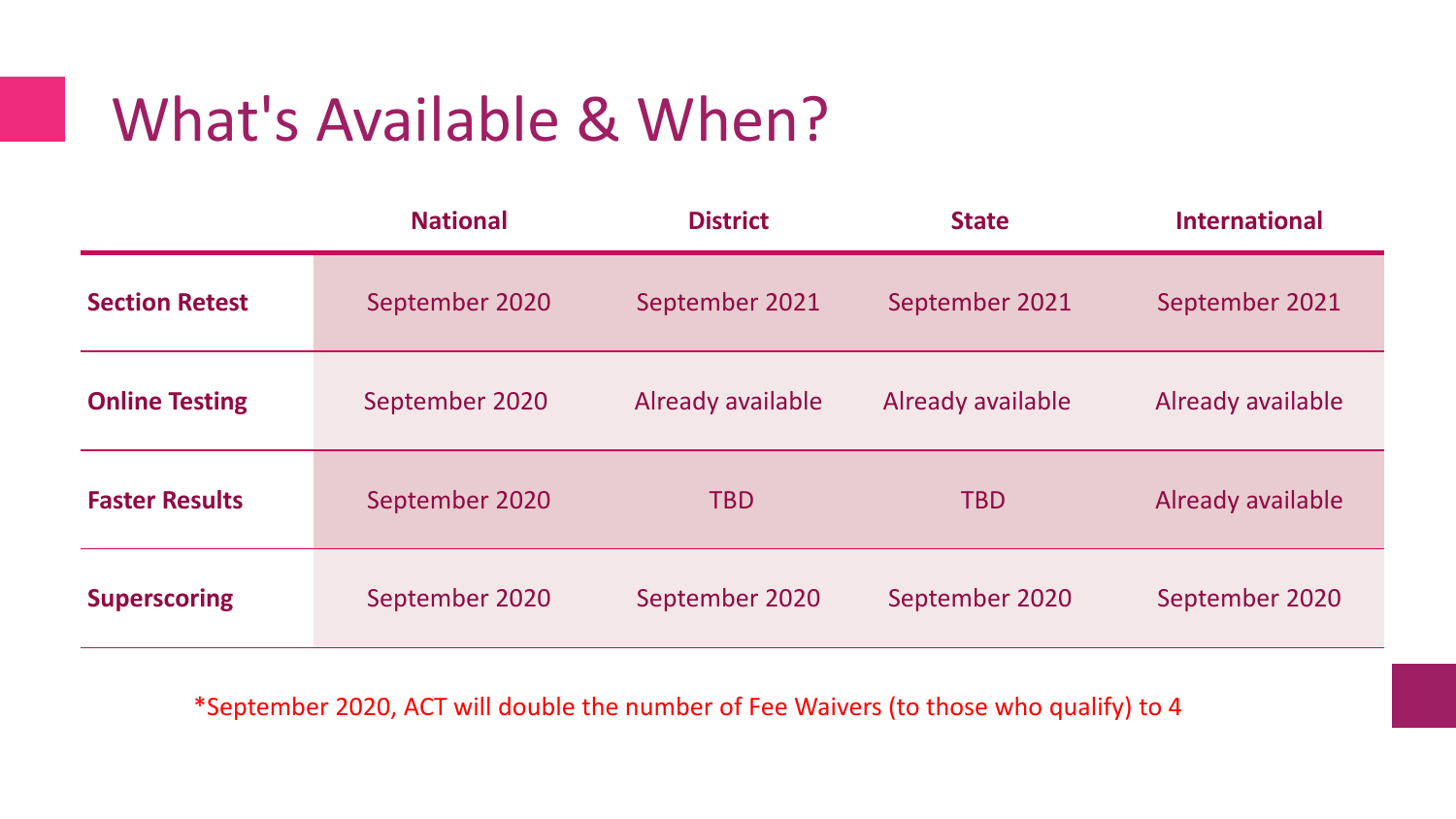# What's Available & When?

| | National | District | State | International |
|---|---|---|---|---|
| **Section Retest** | September 2020 | September 2021 | September 2021 | September 2021 |
| **Online Testing** | September 2020 | Already available | Already available | Already available |
| **Faster Results** | September 2020 | TBD | TBD | Already available |
| **Superscoring** | September 2020 | September 2020 | September 2020 | September 2020 |

*September 2020, ACT will double the number of Fee Waivers (to those who qualify) to 4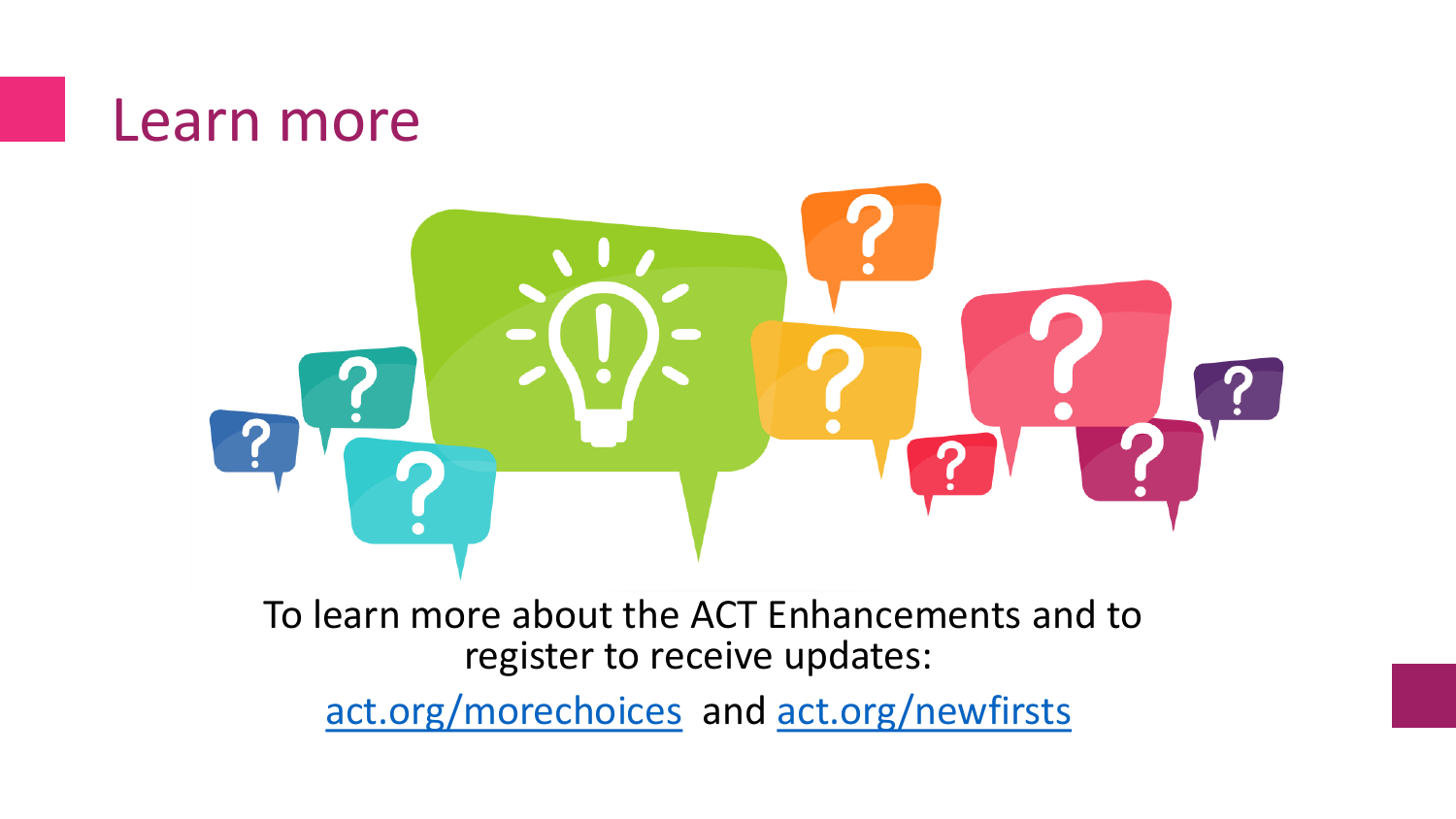# Learn more

To learn more about the ACT Enhancements and to register to receive updates:

act.org/morechoices and act.org/newfirsts